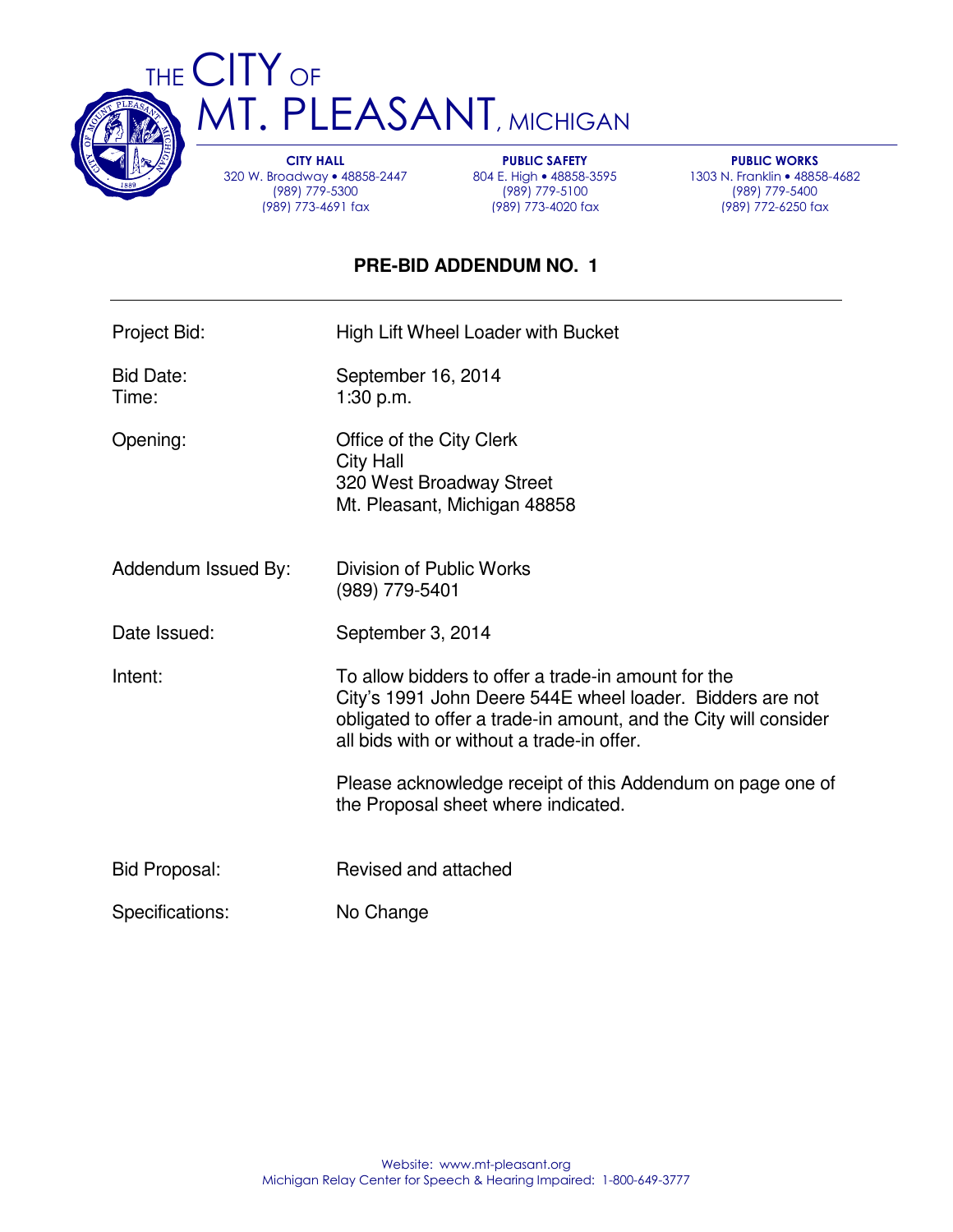# THE CITY OF MT. PLEASANT, MICHIGAN

**CITY HALL**
320 W. Broadway • 48858-2447
(989) 779-5300
(989) 773-4691 fax

**PUBLIC SAFETY**
804 E. High • 48858-3595
(989) 779-5100
(989) 773-4020 fax

**PUBLIC WORKS**
1303 N. Franklin • 48858-4682
(989) 779-5400
(989) 772-6250 fax

## PRE-BID ADDENDUM NO. 1

| | |
|---|---|
| Project Bid: | High Lift Wheel Loader with Bucket |
| Bid Date: | September 16, 2014 |
| Time: | 1:30 p.m. |
| Opening: | Office of the City Clerk<br>City Hall<br>320 West Broadway Street<br>Mt. Pleasant, Michigan 48858 |
| Addendum Issued By: | Division of Public Works<br>(989) 779-5401 |
| Date Issued: | September 3, 2014 |
| Intent: | To allow bidders to offer a trade-in amount for the City's 1991 John Deere 544E wheel loader. Bidders are not obligated to offer a trade-in amount, and the City will consider all bids with or without a trade-in offer.<br><br>Please acknowledge receipt of this Addendum on page one of the Proposal sheet where indicated. |
| Bid Proposal: | Revised and attached |
| Specifications: | No Change |

Website: www.mt-pleasant.org
Michigan Relay Center for Speech & Hearing Impaired: 1-800-649-3777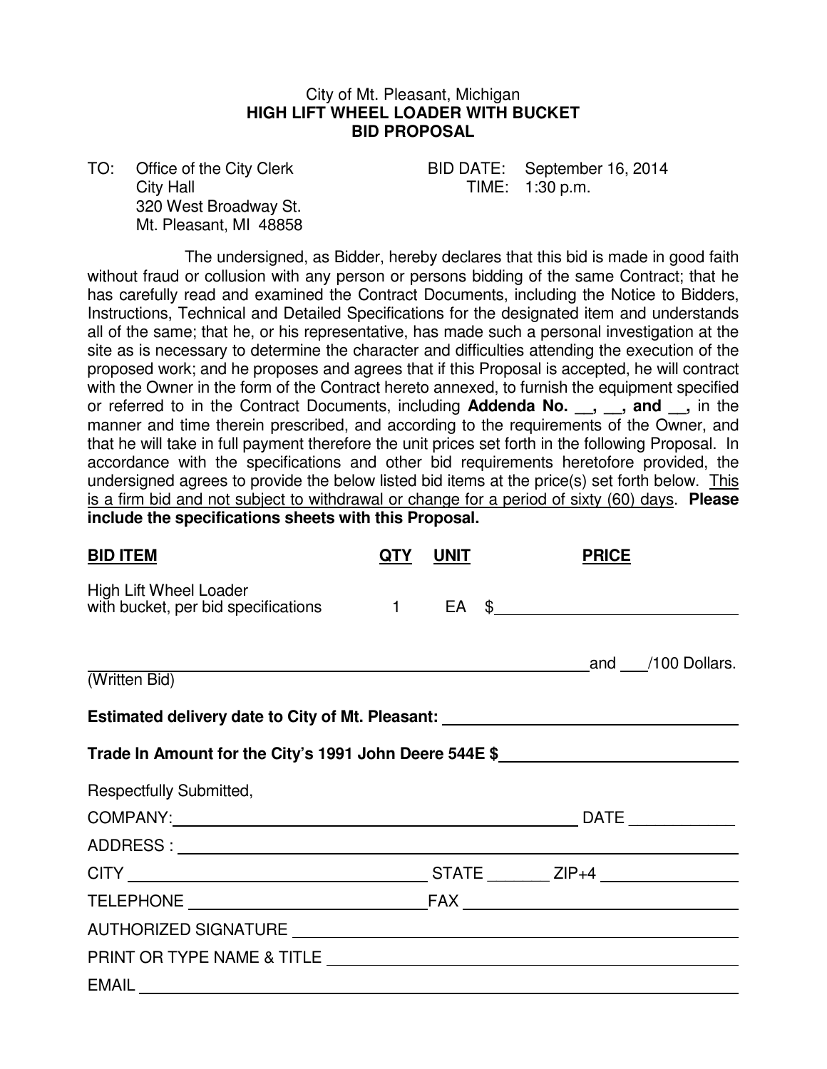City of Mt. Pleasant, Michigan

**HIGH LIFT WHEEL LOADER WITH BUCKET**

**BID PROPOSAL**

TO: Office of the City Clerk
City Hall
320 West Broadway St.
Mt. Pleasant, MI 48858

BID DATE: September 16, 2014
TIME: 1:30 p.m.

The undersigned, as Bidder, hereby declares that this bid is made in good faith without fraud or collusion with any person or persons bidding of the same Contract; that he has carefully read and examined the Contract Documents, including the Notice to Bidders, Instructions, Technical and Detailed Specifications for the designated item and understands all of the same; that he, or his representative, has made such a personal investigation at the site as is necessary to determine the character and difficulties attending the execution of the proposed work; and he proposes and agrees that if this Proposal is accepted, he will contract with the Owner in the form of the Contract hereto annexed, to furnish the equipment specified or referred to in the Contract Documents, including **Addenda No. __, __, and __,** in the manner and time therein prescribed, and according to the requirements of the Owner, and that he will take in full payment therefore the unit prices set forth in the following Proposal. In accordance with the specifications and other bid requirements heretofore provided, the undersigned agrees to provide the below listed bid items at the price(s) set forth below. <u>This is a firm bid and not subject to withdrawal or change for a period of sixty (60) days</u>. **Please include the specifications sheets with this Proposal.**

| **BID ITEM** | **QTY** | **UNIT** | **PRICE** |
|---|---|---|---|
| High Lift Wheel Loader with bucket, per bid specifications | 1 | EA | $____________________ |

______________________________________________ and ___/100 Dollars.
(Written Bid)

**Estimated delivery date to City of Mt. Pleasant:** ______________________

**Trade In Amount for the City's 1991 John Deere 544E $**______________________

Respectfully Submitted,

COMPANY: ______________________________ DATE ____________

ADDRESS : ______________________________

CITY ______________________ STATE _______ ZIP+4 ______________

TELEPHONE ______________________ FAX ______________________

AUTHORIZED SIGNATURE ______________________________

PRINT OR TYPE NAME & TITLE ______________________________

EMAIL ______________________________